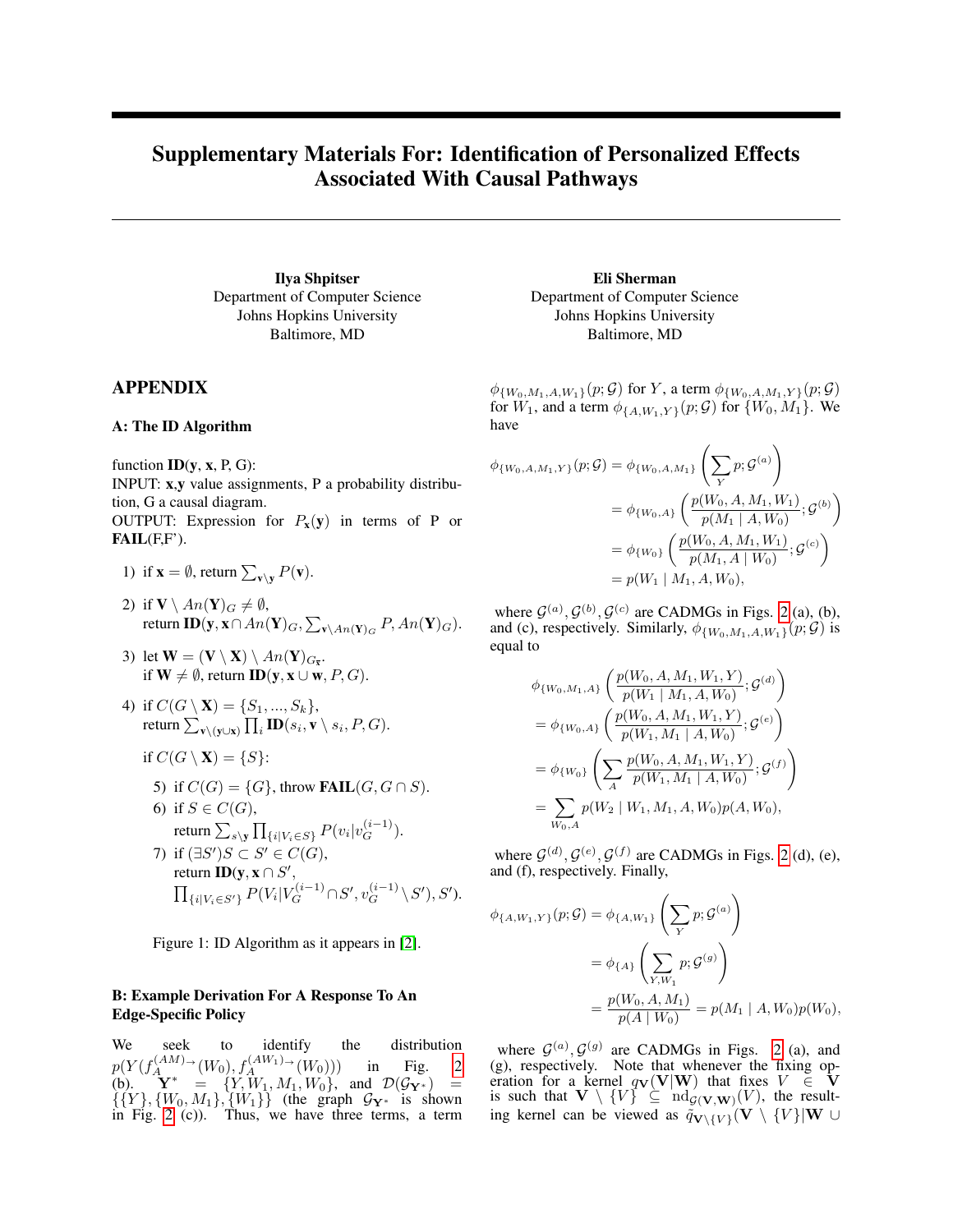# Supplementary Materials For: Identification of Personalized Effects Associated With Causal Pathways

**Ilya Shpitser**
Department of Computer Science
Johns Hopkins University
Baltimore, MD

**Eli Sherman**
Department of Computer Science
Johns Hopkins University
Baltimore, MD

## APPENDIX

### A: The ID Algorithm

function **ID**(**y**, **x**, P, G):
INPUT: **x**,**y** value assignments, P a probability distribution, G a causal diagram.
OUTPUT: Expression for $P_{\mathbf{x}}(\mathbf{y})$ in terms of P or **FAIL**(F,F').

1) if $\mathbf{x} = \emptyset$, return $\sum_{\mathbf{v}\setminus\mathbf{y}} P(\mathbf{v})$.

2) if $\mathbf{V} \setminus An(\mathbf{Y})_G \neq \emptyset$,
return $\mathbf{ID}(\mathbf{y}, \mathbf{x} \cap An(\mathbf{Y})_G, \sum_{\mathbf{v}\setminus An(\mathbf{Y})_G} P, An(\mathbf{Y})_G)$.

3) let $\mathbf{W} = (\mathbf{V} \setminus \mathbf{X}) \setminus An(\mathbf{Y})_{G_{\overline{\mathbf{x}}}}$.
if $\mathbf{W} \neq \emptyset$, return $\mathbf{ID}(\mathbf{y}, \mathbf{x} \cup \mathbf{w}, P, G)$.

4) if $C(G \setminus \mathbf{X}) = \{S_1, ..., S_k\}$,
return $\sum_{\mathbf{v}\setminus(\mathbf{y}\cup\mathbf{x})} \prod_i \mathbf{ID}(s_i, \mathbf{v} \setminus s_i, P, G)$.

   if $C(G \setminus \mathbf{X}) = \{S\}$:

   5) if $C(G) = \{G\}$, throw $\mathbf{FAIL}(G, G \cap S)$.

   6) if $S \in C(G)$,
   return $\sum_{s\setminus\mathbf{y}} \prod_{\{i|V_i \in S\}} P(v_i|v_G^{(i-1)})$.

   7) if $(\exists S')S \subset S' \in C(G)$,
   return $\mathbf{ID}(\mathbf{y}, \mathbf{x} \cap S',$
   $\prod_{\{i|V_i\in S'\}} P(V_i|V_G^{(i-1)} \cap S', v_G^{(i-1)} \setminus S'), S')$.

Figure 1: ID Algorithm as it appears in [2].

### B: Example Derivation For A Response To An Edge-Specific Policy

We seek to identify the distribution $p(Y(f_A^{(AM)\rightarrow}(W_0), f_A^{(AW_1)\rightarrow}(W_0)))$ in Fig. 2 (b). $\mathbf{Y}^* = \{Y, W_1, M_1, W_0\}$, and $\mathcal{D}(\mathcal{G}_{\mathbf{Y}^*}) = \{\{Y\}, \{W_0, M_1\}, \{W_1\}\}$ (the graph $\mathcal{G}_{\mathbf{Y}^*}$ is shown in Fig. 2 (c)). Thus, we have three terms, a term $\phi_{\{W_0,M_1,A,W_1\}}(p; \mathcal{G})$ for $Y$, a term $\phi_{\{W_0,A,M_1,Y\}}(p; \mathcal{G})$ for $W_1$, and a term $\phi_{\{A,W_1,Y\}}(p; \mathcal{G})$ for $\{W_0, M_1\}$. We have

$$
\begin{aligned}
\phi_{\{W_0,A,M_1,Y\}}(p; \mathcal{G}) &= \phi_{\{W_0,A,M_1\}}\left(\sum_Y p; \mathcal{G}^{(a)}\right) \\
&= \phi_{\{W_0,A\}}\left(\frac{p(W_0, A, M_1, W_1)}{p(M_1 \mid A, W_0)}; \mathcal{G}^{(b)}\right) \\
&= \phi_{\{W_0\}}\left(\frac{p(W_0, A, M_1, W_1)}{p(M_1, A \mid W_0)}; \mathcal{G}^{(c)}\right) \\
&= p(W_1 \mid M_1, A, W_0),
\end{aligned}
$$

where $\mathcal{G}^{(a)}, \mathcal{G}^{(b)}, \mathcal{G}^{(c)}$ are CADMGs in Figs. 2 (a), (b), and (c), respectively. Similarly, $\phi_{\{W_0,M_1,A,W_1\}}(p; \mathcal{G})$ is equal to

$$
\begin{aligned}
&\phi_{\{W_0,M_1,A\}}\left(\frac{p(W_0, A, M_1, W_1, Y)}{p(W_1 \mid M_1, A, W_0)}; \mathcal{G}^{(d)}\right) \\
&= \phi_{\{W_0,A\}}\left(\frac{p(W_0, A, M_1, W_1, Y)}{p(W_1, M_1 \mid A, W_0)}; \mathcal{G}^{(e)}\right) \\
&= \phi_{\{W_0\}}\left(\sum_A \frac{p(W_0, A, M_1, W_1, Y)}{p(W_1, M_1 \mid A, W_0)}; \mathcal{G}^{(f)}\right) \\
&= \sum_{W_0,A} p(W_2 \mid W_1, M_1, A, W_0)p(A, W_0),
\end{aligned}
$$

where $\mathcal{G}^{(d)}, \mathcal{G}^{(e)}, \mathcal{G}^{(f)}$ are CADMGs in Figs. 2 (d), (e), and (f), respectively. Finally,

$$
\begin{aligned}
\phi_{\{A,W_1,Y\}}(p; \mathcal{G}) &= \phi_{\{A,W_1\}}\left(\sum_Y p; \mathcal{G}^{(a)}\right) \\
&= \phi_{\{A\}}\left(\sum_{Y,W_1} p; \mathcal{G}^{(g)}\right) \\
&= \frac{p(W_0, A, M_1)}{p(A \mid W_0)} = p(M_1 \mid A, W_0)p(W_0),
\end{aligned}
$$

where $\mathcal{G}^{(a)}, \mathcal{G}^{(g)}$ are CADMGs in Figs. 2 (a), and (g), respectively. Note that whenever the fixing operation for a kernel $q_{\mathbf{V}}(\mathbf{V}|\mathbf{W})$ that fixes $V \in \mathbf{V}$ is such that $\mathbf{V} \setminus \{V\} \subseteq \text{nd}_{\mathcal{G}(\mathbf{V},\mathbf{W})}(V)$, the resulting kernel can be viewed as $\tilde{q}_{\mathbf{V}\setminus\{V\}}(\mathbf{V} \setminus \{V\}|\mathbf{W} \cup$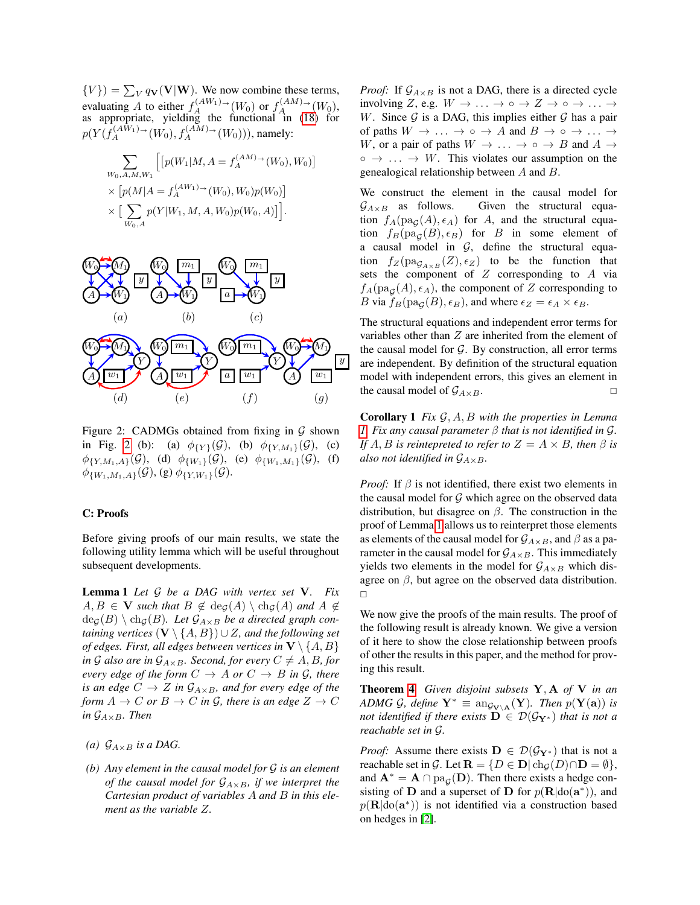$\{V\}) = \sum_V q_{\mathbf{V}}(\mathbf{V}|\mathbf{W})$. We now combine these terms, evaluating $A$ to either $f_A^{(AW_1)\rightarrow}(W_0)$ or $f_A^{(AM)\rightarrow}(W_0)$, as appropriate, yielding the functional in (18) for $p(Y(f_A^{(AW_1)\rightarrow}(W_0), f_A^{(AM)\rightarrow}(W_0)))$, namely:

$$\sum_{W_0,A,M,W_1} \Big[ [p(W_1|M, A = f_A^{(AM)\rightarrow}(W_0), W_0)] \times [p(M|A = f_A^{(AW_1)\rightarrow}(W_0), W_0)p(W_0)] \times \big[ \sum_{W_0,A} p(Y|W_1, M, A, W_0)p(W_0, A) \big] \Big].$$

Figure 2: CADMGs obtained from fixing in $\mathcal{G}$ shown in Fig. 2 (b): (a) $\phi_{\{Y\}}(\mathcal{G})$, (b) $\phi_{\{Y,M_1\}}(\mathcal{G})$, (c) $\phi_{\{Y,M_1,A\}}(\mathcal{G})$, (d) $\phi_{\{W_1\}}(\mathcal{G})$, (e) $\phi_{\{W_1,M_1\}}(\mathcal{G})$, (f) $\phi_{\{W_1,M_1,A\}}(\mathcal{G})$, (g) $\phi_{\{Y,W_1\}}(\mathcal{G})$.

## C: Proofs

Before giving proofs of our main results, we state the following utility lemma which will be useful throughout subsequent developments.

**Lemma 1** *Let $\mathcal{G}$ be a DAG with vertex set $\mathbf{V}$. Fix $A, B \in \mathbf{V}$ such that $B \notin \text{de}_{\mathcal{G}}(A) \setminus \text{ch}_{\mathcal{G}}(A)$ and $A \notin \text{de}_{\mathcal{G}}(B) \setminus \text{ch}_{\mathcal{G}}(B)$. Let $\mathcal{G}_{A\times B}$ be a directed graph containing vertices $(\mathbf{V} \setminus \{A, B\}) \cup Z$, and the following set of edges. First, all edges between vertices in $\mathbf{V} \setminus \{A, B\}$ in $\mathcal{G}$ also are in $\mathcal{G}_{A\times B}$. Second, for every $C \neq A, B$, for every edge of the form $C \to A$ or $C \to B$ in $\mathcal{G}$, there is an edge $C \to Z$ in $\mathcal{G}_{A\times B}$, and for every edge of the form $A \to C$ or $B \to C$ in $\mathcal{G}$, there is an edge $Z \to C$ in $\mathcal{G}_{A\times B}$. Then*

- *(a) $\mathcal{G}_{A\times B}$ is a DAG.*
- *(b) Any element in the causal model for $\mathcal{G}$ is an element of the causal model for $\mathcal{G}_{A\times B}$, if we interpret the Cartesian product of variables $A$ and $B$ in this element as the variable $Z$.*

*Proof:* If $\mathcal{G}_{A\times B}$ is not a DAG, there is a directed cycle involving $Z$, e.g. $W \to \ldots \to \circ \to Z \to \circ \to \ldots \to W$. Since $\mathcal{G}$ is a DAG, this implies either $\mathcal{G}$ has a pair of paths $W \to \ldots \to \circ \to A$ and $B \to \circ \to \ldots \to W$, or a pair of paths $W \to \ldots \to \circ \to B$ and $A \to \circ \to \ldots \to W$. This violates our assumption on the genealogical relationship between $A$ and $B$.

We construct the element in the causal model for $\mathcal{G}_{A\times B}$ as follows. Given the structural equation $f_A(\text{pa}_{\mathcal{G}}(A), \epsilon_A)$ for $A$, and the structural equation $f_B(\text{pa}_{\mathcal{G}}(B), \epsilon_B)$ for $B$ in some element of a causal model in $\mathcal{G}$, define the structural equation $f_Z(\text{pa}_{\mathcal{G}_{A\times B}}(Z), \epsilon_Z)$ to be the function that sets the component of $Z$ corresponding to $A$ via $f_A(\text{pa}_{\mathcal{G}}(A), \epsilon_A)$, the component of $Z$ corresponding to $B$ via $f_B(\text{pa}_{\mathcal{G}}(B), \epsilon_B)$, and where $\epsilon_Z = \epsilon_A \times \epsilon_B$.

The structural equations and independent error terms for variables other than $Z$ are inherited from the element of the causal model for $\mathcal{G}$. By construction, all error terms are independent. By definition of the structural equation model with independent errors, this gives an element in the causal model of $\mathcal{G}_{A\times B}$. $\square$

**Corollary 1** *Fix $\mathcal{G}, A, B$ with the properties in Lemma 1. Fix any causal parameter $\beta$ that is not identified in $\mathcal{G}$. If $A, B$ is reintepreted to refer to $Z = A \times B$, then $\beta$ is also not identified in $\mathcal{G}_{A\times B}$.*

*Proof:* If $\beta$ is not identified, there exist two elements in the causal model for $\mathcal{G}$ which agree on the observed data distribution, but disagree on $\beta$. The construction in the proof of Lemma 1 allows us to reinterpret those elements as elements of the causal model for $\mathcal{G}_{A\times B}$, and $\beta$ as a parameter in the causal model for $\mathcal{G}_{A\times B}$. This immediately yields two elements in the model for $\mathcal{G}_{A\times B}$ which disagree on $\beta$, but agree on the observed data distribution. $\square$

We now give the proofs of the main results. The proof of the following result is already known. We give a version of it here to show the close relationship between proofs of other the results in this paper, and the method for proving this result.

**Theorem 4** *Given disjoint subsets $\mathbf{Y}, \mathbf{A}$ of $\mathbf{V}$ in an ADMG $\mathcal{G}$, define $\mathbf{Y}^* \equiv \text{an}_{\mathcal{G}_{\mathbf{V}\setminus\mathbf{A}}}(\mathbf{Y})$. Then $p(\mathbf{Y}(\mathbf{a}))$ is not identified if there exists $\mathbf{D} \in \mathcal{D}(\mathcal{G}_{\mathbf{Y}^*})$ that is not a reachable set in $\mathcal{G}$.*

*Proof:* Assume there exists $\mathbf{D} \in \mathcal{D}(\mathcal{G}_{\mathbf{Y}^*})$ that is not a reachable set in $\mathcal{G}$. Let $\mathbf{R} = \{D \in \mathbf{D} | \text{ch}_{\mathcal{G}}(D) \cap \mathbf{D} = \emptyset\}$, and $\mathbf{A}^* = \mathbf{A} \cap \text{pa}_{\mathcal{G}}(\mathbf{D})$. Then there exists a hedge consisting of $\mathbf{D}$ and a superset of $\mathbf{D}$ for $p(\mathbf{R}|\text{do}(\mathbf{a}^*))$, and $p(\mathbf{R}|\text{do}(\mathbf{a}^*))$ is not identified via a construction based on hedges in [2].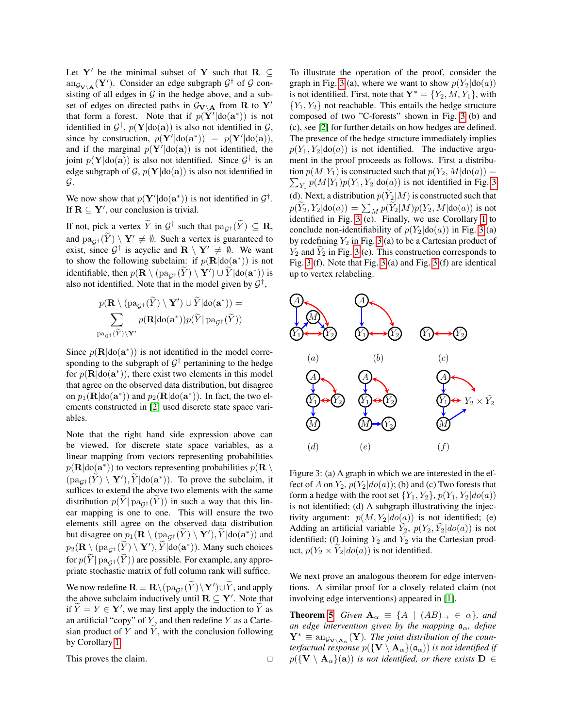Let $\mathbf{Y}'$ be the minimal subset of $\mathbf{Y}$ such that $\mathbf{R} \subseteq \text{an}_{\mathcal{G}_{\mathbf{V}\setminus\mathbf{A}}}(\mathbf{Y}')$. Consider an edge subgraph $\mathcal{G}^\dagger$ of $\mathcal{G}$ consisting of all edges in $\mathcal{G}$ in the hedge above, and a subset of edges on directed paths in $\mathcal{G}_{\mathbf{V}\setminus\mathbf{A}}$ from $\mathbf{R}$ to $\mathbf{Y}'$ that form a forest. Note that if $p(\mathbf{Y}'|\text{do}(\mathbf{a}^*))$ is not identified in $\mathcal{G}^\dagger$, $p(\mathbf{Y}|\text{do}(\mathbf{a}))$ is also not identified in $\mathcal{G}$, since by construction, $p(\mathbf{Y}'|\text{do}(\mathbf{a}^*)) = p(\mathbf{Y}'|\text{do}(\mathbf{a}))$, and if the marginal $p(\mathbf{Y}'|\text{do}(\mathbf{a}))$ is not identified, the joint $p(\mathbf{Y}|\text{do}(\mathbf{a}))$ is also not identified. Since $\mathcal{G}^\dagger$ is an edge subgraph of $\mathcal{G}$, $p(\mathbf{Y}|\text{do}(\mathbf{a}))$ is also not identified in $\mathcal{G}$.

We now show that $p(\mathbf{Y}'|\text{do}(\mathbf{a}^*))$ is not identified in $\mathcal{G}^\dagger$. If $\mathbf{R} \subseteq \mathbf{Y}'$, our conclusion is trivial.

If not, pick a vertex $\widetilde{Y}$ in $\mathcal{G}^\dagger$ such that $\text{pa}_{\mathcal{G}^\dagger}(\widetilde{Y}) \subseteq \mathbf{R}$, and $\text{pa}_{\mathcal{G}^\dagger}(\widetilde{Y}) \setminus \mathbf{Y}' \neq \emptyset$. Such a vertex is guaranteed to exist, since $\mathcal{G}^\dagger$ is acyclic and $\mathbf{R} \setminus \mathbf{Y}' \neq \emptyset$. We want to show the following subclaim: if $p(\mathbf{R}|\text{do}(\mathbf{a}^*))$ is not identifiable, then $p(\mathbf{R} \setminus (\text{pa}_{\mathcal{G}^\dagger}(\widetilde{Y}) \setminus \mathbf{Y}') \cup \widetilde{Y}|\text{do}(\mathbf{a}^*))$ is also not identified. Note that in the model given by $\mathcal{G}^\dagger$,

$$p(\mathbf{R} \setminus (\text{pa}_{\mathcal{G}^\dagger}(\widetilde{Y}) \setminus \mathbf{Y}') \cup \widetilde{Y}|\text{do}(\mathbf{a}^*)) = \sum_{\text{pa}_{\mathcal{G}^\dagger}(\widetilde{Y})\setminus\mathbf{Y}'} p(\mathbf{R}|\text{do}(\mathbf{a}^*))p(\widetilde{Y}|\,\text{pa}_{\mathcal{G}^\dagger}(\widetilde{Y}))$$

Since $p(\mathbf{R}|\text{do}(\mathbf{a}^*))$ is not identified in the model corresponding to the subgraph of $\mathcal{G}^\dagger$ pertanining to the hedge for $p(\mathbf{R}|\text{do}(\mathbf{a}^*))$, there exist two elements in this model that agree on the observed data distribution, but disagree on $p_1(\mathbf{R}|\text{do}(\mathbf{a}^*))$ and $p_2(\mathbf{R}|\text{do}(\mathbf{a}^*))$. In fact, the two elements constructed in [2] used discrete state space variables.

Note that the right hand side expression above can be viewed, for discrete state space variables, as a linear mapping from vectors representing probabilities $p(\mathbf{R}|\text{do}(\mathbf{a}^*))$ to vectors representing probabilities $p(\mathbf{R} \setminus (\text{pa}_{\mathcal{G}^\dagger}(\widetilde{Y}) \setminus \mathbf{Y}'), \widetilde{Y}|\text{do}(\mathbf{a}^*))$. To prove the subclaim, it suffices to extend the above two elements with the same distribution $p(\widetilde{Y}|\,\text{pa}_{\mathcal{G}^\dagger}(\widetilde{Y}))$ in such a way that this linear mapping is one to one. This will ensure the two elements still agree on the observed data distribution but disagree on $p_1(\mathbf{R} \setminus (\text{pa}_{\mathcal{G}^\dagger}(\widetilde{Y}) \setminus \mathbf{Y}'), \widetilde{Y}|\text{do}(\mathbf{a}^*))$ and $p_2(\mathbf{R} \setminus (\text{pa}_{\mathcal{G}^\dagger}(\widetilde{Y}) \setminus \mathbf{Y}'), \widetilde{Y}|\text{do}(\mathbf{a}^*))$. Many such choices for $p(\widetilde{Y}|\,\text{pa}_{\mathcal{G}^\dagger}(\widetilde{Y}))$ are possible. For example, any appropriate stochastic matrix of full column rank will suffice.

We now redefine $\mathbf{R} \equiv \mathbf{R} \setminus (\text{pa}_{\mathcal{G}^\dagger}(\widetilde{Y}) \setminus \mathbf{Y}') \cup \widetilde{Y}$, and apply the above subclaim inductively until $\mathbf{R} \subseteq \mathbf{Y}'$. Note that if $\widetilde{Y} = Y \in \mathbf{Y}'$, we may first apply the induction to $\widetilde{Y}$ as an artificial "copy" of $Y$, and then redefine $Y$ as a Cartesian product of $Y$ and $\widetilde{Y}$, with the conclusion following by Corollary 1.

This proves the claim. $\square$

To illustrate the operation of the proof, consider the graph in Fig. 3 (a), where we want to show $p(Y_2|\text{do}(a))$ is not identified. First, note that $\mathbf{Y}^* = \{Y_2, M, Y_1\}$, with $\{Y_1, Y_2\}$ not reachable. This entails the hedge structure composed of two "C-forests" shown in Fig. 3 (b) and (c), see [2] for further details on how hedges are defined. The presence of the hedge structure immediately implies $p(Y_1, Y_2|\text{do}(a))$ is not identified. The inductive argument in the proof proceeds as follows. First a distribution $p(M|Y_1)$ is constructed such that $p(Y_2, M|\text{do}(a)) = \sum_{Y_1} p(M|Y_1)p(Y_1, Y_2|\text{do}(a))$ is not identified in Fig. 3 (d). Next, a distribution $p(\widetilde{Y}_2|M)$ is constructed such that $p(\widetilde{Y}_2, Y_2|\text{do}(a)) = \sum_M p(\widetilde{Y}_2|M)p(Y_2, M|\text{do}(a))$ is not identified in Fig. 3 (e). Finally, we use Corollary 1 to conclude non-identifiability of $p(Y_2|\text{do}(a))$ in Fig. 3 (a) by redefining $Y_2$ in Fig. 3 (a) to be a Cartesian product of $Y_2$ and $\widetilde{Y}_2$ in Fig. 3 (e). This construction corresponds to Fig. 3 (f). Note that Fig. 3 (a) and Fig. 3 (f) are identical up to vertex relabeling.

Figure 3: (a) A graph in which we are interested in the effect of $A$ on $Y_2$, $p(Y_2|do(a))$; (b) and (c) Two forests that form a hedge with the root set $\{Y_1, Y_2\}$, $p(Y_1, Y_2|do(a))$ is not identified; (d) A subgraph illustrating the injectivity argument: $p(M, Y_2|do(a))$ is not identified; (e) Adding an artificial variable $\tilde{Y}_2$, $p(Y_2, \tilde{Y}_2|do(a))$ is not identified; (f) Joining $Y_2$ and $\tilde{Y}_2$ via the Cartesian product, $p(Y_2 \times \tilde{Y}_2|do(a))$ is not identified.

We next prove an analogous theorem for edge interventions. A similar proof for a closely related claim (not involving edge interventions) appeared in [1].

**Theorem 5** *Given $\mathbf{A}_\alpha \equiv \{A \mid (AB)_\rightarrow \in \alpha\}$, and an edge intervention given by the mapping $\mathfrak{a}_\alpha$, define $\mathbf{Y}^* \equiv \text{an}_{\mathcal{G}_{\mathbf{V}\setminus\mathbf{A}_\alpha}}(\mathbf{Y})$. The joint distribution of the counterfactual response $p(\{\mathbf{V} \setminus \mathbf{A}_\alpha\}(\mathfrak{a}_\alpha))$ is not identified if $p(\{\mathbf{V} \setminus \mathbf{A}_\alpha\}(\mathbf{a}))$ is not identified, or there exists $\mathbf{D} \in$*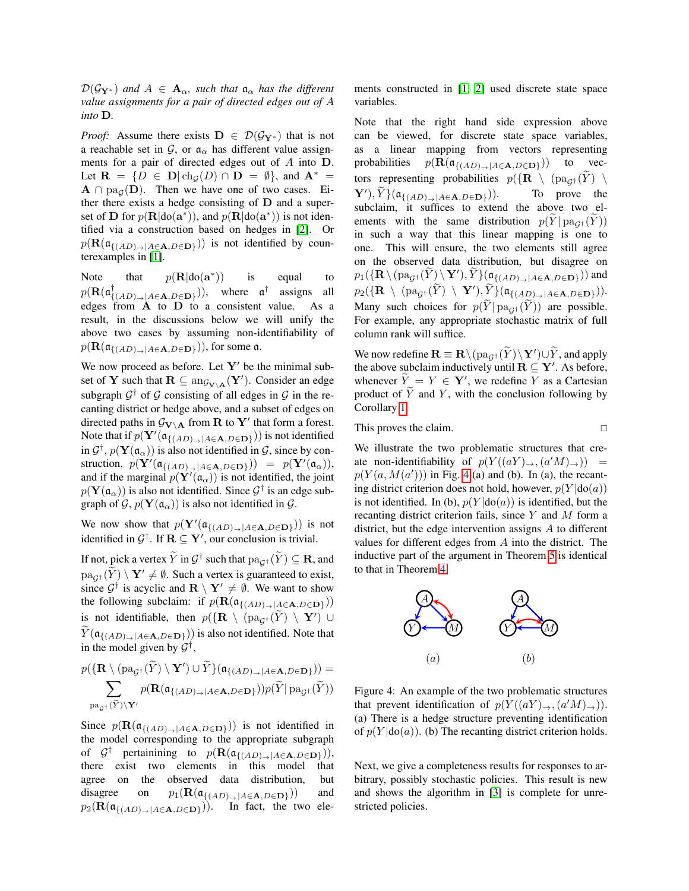$\mathcal{D}(\mathcal{G}_{\mathbf{Y}^*})$ *and* $A \in \mathbf{A}_\alpha$*, such that* $\mathfrak{a}_\alpha$ *has the different value assignments for a pair of directed edges out of* $A$ *into* $\mathbf{D}$*.*

*Proof:* Assume there exists $\mathbf{D} \in \mathcal{D}(\mathcal{G}_{\mathbf{Y}^*})$ that is not a reachable set in $\mathcal{G}$, or $\mathfrak{a}_\alpha$ has different value assignments for a pair of directed edges out of $A$ into $\mathbf{D}$. Let $\mathbf{R} = \{D \in \mathbf{D} | \operatorname{ch}_{\mathcal{G}}(D) \cap \mathbf{D} = \emptyset\}$, and $\mathbf{A}^* = \mathbf{A} \cap \operatorname{pa}_{\mathcal{G}}(\mathbf{D})$. Then we have one of two cases. Either there exists a hedge consisting of $\mathbf{D}$ and a superset of $\mathbf{D}$ for $p(\mathbf{R}|\text{do}(\mathbf{a}^*))$, and $p(\mathbf{R}|\text{do}(\mathbf{a}^*))$ is not identified via a construction based on hedges in [2]. Or $p(\mathbf{R}(\mathfrak{a}_{\{(AD)_\rightarrow | A \in \mathbf{A}, D \in \mathbf{D}\}}))$ is not identified by counterexamples in [1].

Note that $p(\mathbf{R}|\text{do}(\mathbf{a}^*))$ is equal to $p(\mathbf{R}(\mathfrak{a}^\dagger_{\{(AD)_\rightarrow | A \in \mathbf{A}, D \in \mathbf{D}\}}))$, where $\mathfrak{a}^\dagger$ assigns all edges from $\mathbf{A}$ to $\mathbf{D}$ to a consistent value. As a result, in the discussions below we will unify the above two cases by assuming non-identifiability of $p(\mathbf{R}(\mathfrak{a}_{\{(AD)_\rightarrow | A \in \mathbf{A}, D \in \mathbf{D}\}}))$, for some $\mathfrak{a}$.

We now proceed as before. Let $\mathbf{Y}'$ be the minimal subset of $\mathbf{Y}$ such that $\mathbf{R} \subseteq \operatorname{an}_{\mathcal{G}_{\mathbf{V} \setminus \mathbf{A}}}(\mathbf{Y}')$. Consider an edge subgraph $\mathcal{G}^\dagger$ of $\mathcal{G}$ consisting of all edges in $\mathcal{G}$ in the recanting district or hedge above, and a subset of edges on directed paths in $\mathcal{G}_{\mathbf{V} \setminus \mathbf{A}}$ from $\mathbf{R}$ to $\mathbf{Y}'$ that form a forest. Note that if $p(\mathbf{Y}'(\mathfrak{a}_{\{(AD)_\rightarrow | A \in \mathbf{A}, D \in \mathbf{D}\}}))$ is not identified in $\mathcal{G}^\dagger$, $p(\mathbf{Y}(\mathfrak{a}_\alpha))$ is also not identified in $\mathcal{G}$, since by construction, $p(\mathbf{Y}'(\mathfrak{a}_{\{(AD)_\rightarrow | A \in \mathbf{A}, D \in \mathbf{D}\}})) = p(\mathbf{Y}'(\mathfrak{a}_\alpha))$, and if the marginal $p(\mathbf{Y}'(\mathfrak{a}_\alpha))$ is not identified, the joint $p(\mathbf{Y}(\mathfrak{a}_\alpha))$ is also not identified. Since $\mathcal{G}^\dagger$ is an edge subgraph of $\mathcal{G}$, $p(\mathbf{Y}(\mathfrak{a}_\alpha))$ is also not identified in $\mathcal{G}$.

We now show that $p(\mathbf{Y}'(\mathfrak{a}_{\{(AD)_\rightarrow | A \in \mathbf{A}, D \in \mathbf{D}\}}))$ is not identified in $\mathcal{G}^\dagger$. If $\mathbf{R} \subseteq \mathbf{Y}'$, our conclusion is trivial.

If not, pick a vertex $\widetilde{Y}$ in $\mathcal{G}^\dagger$ such that $\operatorname{pa}_{\mathcal{G}^\dagger}(\widetilde{Y}) \subseteq \mathbf{R}$, and $\operatorname{pa}_{\mathcal{G}^\dagger}(\widetilde{Y}) \setminus \mathbf{Y}' \neq \emptyset$. Such a vertex is guaranteed to exist, since $\mathcal{G}^\dagger$ is acyclic and $\mathbf{R} \setminus \mathbf{Y}' \neq \emptyset$. We want to show the following subclaim: if $p(\mathbf{R}(\mathfrak{a}_{\{(AD)_\rightarrow | A \in \mathbf{A}, D \in \mathbf{D}\}}))$ is not identifiable, then $p(\{\mathbf{R} \setminus (\operatorname{pa}_{\mathcal{G}^\dagger}(\widetilde{Y}) \setminus \mathbf{Y}') \cup \widetilde{Y}(\mathfrak{a}_{\{(AD)_\rightarrow | A \in \mathbf{A}, D \in \mathbf{D}\}}))$ is also not identified. Note that in the model given by $\mathcal{G}^\dagger$,

$$p(\{\mathbf{R} \setminus (\operatorname{pa}_{\mathcal{G}^\dagger}(\widetilde{Y}) \setminus \mathbf{Y}') \cup \widetilde{Y}(\mathfrak{a}_{\{(AD)_\rightarrow | A \in \mathbf{A}, D \in \mathbf{D}\}})) = \sum_{\operatorname{pa}_{\mathcal{G}^\dagger}(\widetilde{Y}) \setminus \mathbf{Y}'} p(\mathbf{R}(\mathfrak{a}_{\{(AD)_\rightarrow | A \in \mathbf{A}, D \in \mathbf{D}\}})) p(\widetilde{Y} | \operatorname{pa}_{\mathcal{G}^\dagger}(\widetilde{Y}))$$

Since $p(\mathbf{R}(\mathfrak{a}_{\{(AD)_\rightarrow | A \in \mathbf{A}, D \in \mathbf{D}\}}))$ is not identified in the model corresponding to the appropriate subgraph of $\mathcal{G}^\dagger$ pertainining to $p(\mathbf{R}(\mathfrak{a}_{\{(AD)_\rightarrow | A \in \mathbf{A}, D \in \mathbf{D}\}}))$, there exist two elements in this model that agree on the observed data distribution, but disagree on $p_1(\mathbf{R}(\mathfrak{a}_{\{(AD)_\rightarrow | A \in \mathbf{A}, D \in \mathbf{D}\}}))$ and $p_2(\mathbf{R}(\mathfrak{a}_{\{(AD)_\rightarrow | A \in \mathbf{A}, D \in \mathbf{D}\}}))$. In fact, the two elements constructed in [1, 2] used discrete state space variables.

Note that the right hand side expression above can be viewed, for discrete state space variables, as a linear mapping from vectors representing probabilities $p(\mathbf{R}(\mathfrak{a}_{\{(AD)_\rightarrow | A \in \mathbf{A}, D \in \mathbf{D}\}}))$ to vectors representing probabilities $p(\{\mathbf{R} \setminus (\operatorname{pa}_{\mathcal{G}^\dagger}(\widetilde{Y}) \setminus \mathbf{Y}'), \widetilde{Y}\}(\mathfrak{a}_{\{(AD)_\rightarrow | A \in \mathbf{A}, D \in \mathbf{D}\}}))$. To prove the subclaim, it suffices to extend the above two elements with the same distribution $p(\widetilde{Y} | \operatorname{pa}_{\mathcal{G}^\dagger}(\widetilde{Y}))$ in such a way that this linear mapping is one to one. This will ensure, the two elements still agree on the observed data distribution, but disagree on $p_1(\{\mathbf{R} \setminus (\operatorname{pa}_{\mathcal{G}^\dagger}(\widetilde{Y}) \setminus \mathbf{Y}'), \widetilde{Y}\}(\mathfrak{a}_{\{(AD)_\rightarrow | A \in \mathbf{A}, D \in \mathbf{D}\}}))$ and $p_2(\{\mathbf{R} \setminus (\operatorname{pa}_{\mathcal{G}^\dagger}(\widetilde{Y}) \setminus \mathbf{Y}'), \widetilde{Y}\}(\mathfrak{a}_{\{(AD)_\rightarrow | A \in \mathbf{A}, D \in \mathbf{D}\}}))$. Many such choices for $p(\widetilde{Y} | \operatorname{pa}_{\mathcal{G}^\dagger}(\widetilde{Y}))$ are possible. For example, any appropriate stochastic matrix of full column rank will suffice.

We now redefine $\mathbf{R} \equiv \mathbf{R} \setminus (\operatorname{pa}_{\mathcal{G}^\dagger}(\widetilde{Y}) \setminus \mathbf{Y}') \cup \widetilde{Y}$, and apply the above subclaim inductively until $\mathbf{R} \subseteq \mathbf{Y}'$. As before, whenever $\widetilde{Y} = Y \in \mathbf{Y}'$, we redefine $Y$ as a Cartesian product of $\widetilde{Y}$ and $Y$, with the conclusion following by Corollary 1.

This proves the claim. □

We illustrate the two problematic structures that create non-identifiability of $p(Y((aY)_\rightarrow, (a'M)_\rightarrow)) = p(Y(a, M(a')))$ in Fig. 4 (a) and (b). In (a), the recanting district criterion does not hold, however, $p(Y|\text{do}(a))$ is not identified. In (b), $p(Y|\text{do}(a))$ is identified, but the recanting district criterion fails, since $Y$ and $M$ form a district, but the edge intervention assigns $A$ to different values for different edges from $A$ into the district. The inductive part of the argument in Theorem 5 is identical to that in Theorem 4.

Figure 4: An example of the two problematic structures that prevent identification of $p(Y((aY)_\rightarrow, (a'M)_\rightarrow))$. (a) There is a hedge structure preventing identification of $p(Y|\text{do}(a))$. (b) The recanting district criterion holds.

Next, we give a completeness results for responses to arbitrary, possibly stochastic policies. This result is new and shows the algorithm in [3] is complete for unrestricted policies.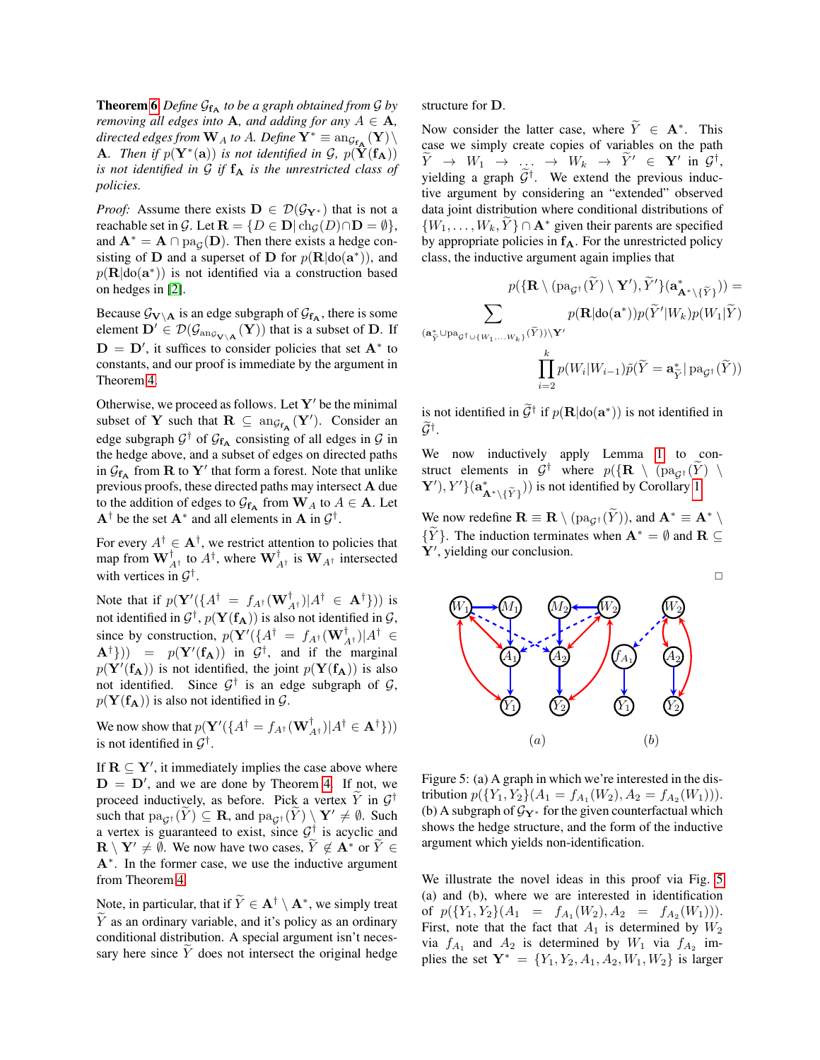**Theorem 6** *Define $\mathcal{G}_{\mathbf{f_A}}$ to be a graph obtained from $\mathcal{G}$ by removing all edges into $\mathbf{A}$, and adding for any $A \in \mathbf{A}$, directed edges from $\mathbf{W}_A$ to $A$. Define $\mathbf{Y}^* \equiv \text{an}_{\mathcal{G}_{\mathbf{f_A}}}(\mathbf{Y}) \setminus \mathbf{A}$. Then if $p(\mathbf{Y}^*(\mathbf{a}))$ is not identified in $\mathcal{G}$, $p(\mathbf{Y}(\mathbf{f_A}))$ is not identified in $\mathcal{G}$ if $\mathbf{f_A}$ is the unrestricted class of policies.*

*Proof:* Assume there exists $\mathbf{D} \in \mathcal{D}(\mathcal{G}_{\mathbf{Y}^*})$ that is not a reachable set in $\mathcal{G}$. Let $\mathbf{R} = \{D \in \mathbf{D} | \text{ch}_{\mathcal{G}}(D) \cap \mathbf{D} = \emptyset\}$, and $\mathbf{A}^* = \mathbf{A} \cap \text{pa}_{\mathcal{G}}(\mathbf{D})$. Then there exists a hedge consisting of $\mathbf{D}$ and a superset of $\mathbf{D}$ for $p(\mathbf{R}|\text{do}(\mathbf{a}^*))$, and $p(\mathbf{R}|\text{do}(\mathbf{a}^*))$ is not identified via a construction based on hedges in [2].

Because $\mathcal{G}_{\mathbf{V}\setminus\mathbf{A}}$ is an edge subgraph of $\mathcal{G}_{\mathbf{f_A}}$, there is some element $\mathbf{D}' \in \mathcal{D}(\mathcal{G}_{\text{an}_{\mathcal{G}_{\mathbf{V}\setminus\mathbf{A}}}(\mathbf{Y})})$ that is a subset of $\mathbf{D}$. If $\mathbf{D} = \mathbf{D}'$, it suffices to consider policies that set $\mathbf{A}^*$ to constants, and our proof is immediate by the argument in Theorem 4.

Otherwise, we proceed as follows. Let $\mathbf{Y}'$ be the minimal subset of $\mathbf{Y}$ such that $\mathbf{R} \subseteq \text{an}_{\mathcal{G}_{\mathbf{f_A}}}(\mathbf{Y}')$. Consider an edge subgraph $\mathcal{G}^\dagger$ of $\mathcal{G}_{\mathbf{f_A}}$ consisting of all edges in $\mathcal{G}$ in the hedge above, and a subset of edges on directed paths in $\mathcal{G}_{\mathbf{f_A}}$ from $\mathbf{R}$ to $\mathbf{Y}'$ that form a forest. Note that unlike previous proofs, these directed paths may intersect $\mathbf{A}$ due to the addition of edges to $\mathcal{G}_{\mathbf{f_A}}$ from $\mathbf{W}_A$ to $A \in \mathbf{A}$. Let $\mathbf{A}^\dagger$ be the set $\mathbf{A}^*$ and all elements in $\mathbf{A}$ in $\mathcal{G}^\dagger$.

For every $A^\dagger \in \mathbf{A}^\dagger$, we restrict attention to policies that map from $\mathbf{W}^\dagger_{A^\dagger}$ to $A^\dagger$, where $\mathbf{W}^\dagger_{A^\dagger}$ is $\mathbf{W}_{A^\dagger}$ intersected with vertices in $\mathcal{G}^\dagger$.

Note that if $p(\mathbf{Y}'(\{A^\dagger = f_{A^\dagger}(\mathbf{W}^\dagger_{A^\dagger}) | A^\dagger \in \mathbf{A}^\dagger\}))$ is not identified in $\mathcal{G}^\dagger$, $p(\mathbf{Y}(\mathbf{f_A}))$ is also not identified in $\mathcal{G}$, since by construction, $p(\mathbf{Y}'(\{A^\dagger = f_{A^\dagger}(\mathbf{W}^\dagger_{A^\dagger}) | A^\dagger \in \mathbf{A}^\dagger\})) = p(\mathbf{Y}'(\mathbf{f_A}))$ in $\mathcal{G}^\dagger$, and if the marginal $p(\mathbf{Y}'(\mathbf{f_A}))$ is not identified, the joint $p(\mathbf{Y}(\mathbf{f_A}))$ is also not identified. Since $\mathcal{G}^\dagger$ is an edge subgraph of $\mathcal{G}$, $p(\mathbf{Y}(\mathbf{f_A}))$ is also not identified in $\mathcal{G}$.

We now show that $p(\mathbf{Y}'(\{A^\dagger = f_{A^\dagger}(\mathbf{W}^\dagger_{A^\dagger}) | A^\dagger \in \mathbf{A}^\dagger\}))$ is not identified in $\mathcal{G}^\dagger$.

If $\mathbf{R} \subseteq \mathbf{Y}'$, it immediately implies the case above where $\mathbf{D} = \mathbf{D}'$, and we are done by Theorem 4. If not, we proceed inductively, as before. Pick a vertex $\widetilde{Y}$ in $\mathcal{G}^\dagger$ such that $\text{pa}_{\mathcal{G}^\dagger}(\widetilde{Y}) \subseteq \mathbf{R}$, and $\text{pa}_{\mathcal{G}^\dagger}(\widetilde{Y}) \setminus \mathbf{Y}' \neq \emptyset$. Such a vertex is guaranteed to exist, since $\mathcal{G}^\dagger$ is acyclic and $\mathbf{R} \setminus \mathbf{Y}' \neq \emptyset$. We now have two cases, $\widetilde{Y} \not\in \mathbf{A}^*$ or $\widetilde{Y} \in \mathbf{A}^*$. In the former case, we use the inductive argument from Theorem 4.

Note, in particular, that if $\widetilde{Y} \in \mathbf{A}^\dagger \setminus \mathbf{A}^*$, we simply treat $\widetilde{Y}$ as an ordinary variable, and it's policy as an ordinary conditional distribution. A special argument isn't necessary here since $\widetilde{Y}$ does not intersect the original hedge structure for $\mathbf{D}$.

Now consider the latter case, where $\widetilde{Y} \in \mathbf{A}^*$. This case we simply create copies of variables on the path $\widetilde{Y} \to W_1 \to \ldots \to W_k \to \widetilde{Y}' \in \mathbf{Y}'$ in $\mathcal{G}^\dagger$, yielding a graph $\widetilde{\mathcal{G}}^\dagger$. We extend the previous inductive argument by considering an "extended" observed data joint distribution where conditional distributions of $\{W_1, \ldots, W_k, \widetilde{Y}\} \cap \mathbf{A}^*$ given their parents are specified by appropriate policies in $\mathbf{f_A}$. For the unrestricted policy class, the inductive argument again implies that

$$p(\{\mathbf{R} \setminus (\text{pa}_{\mathcal{G}^\dagger}(\widetilde{Y}) \setminus \mathbf{Y}'), \widetilde{Y}'\}(\mathbf{a}^*_{\mathbf{A}^*\setminus\{\widetilde{Y}\}})) = \sum_{(\mathbf{a}^*_{\widetilde{Y}} \cup \text{pa}_{\mathcal{G}^\dagger \cup \{W_1,\ldots W_k\}}(\widetilde{Y}))\setminus\mathbf{Y}'} p(\mathbf{R}|\text{do}(\mathbf{a}^*)) p(\widetilde{Y}'|W_k) p(W_1|\widetilde{Y}) \prod_{i=2}^{k} p(W_i|W_{i-1}) \tilde{p}(\widetilde{Y} = \mathbf{a}^*_{\widetilde{Y}} | \text{pa}_{\mathcal{G}^\dagger}(\widetilde{Y}))$$

is not identified in $\widetilde{\mathcal{G}}^\dagger$ if $p(\mathbf{R}|\text{do}(\mathbf{a}^*))$ is not identified in $\widetilde{\mathcal{G}}^\dagger$.

We now inductively apply Lemma 1 to construct elements in $\mathcal{G}^\dagger$ where $p(\{\mathbf{R} \setminus (\text{pa}_{\mathcal{G}^\dagger}(\widetilde{Y}) \setminus \mathbf{Y}'), Y'\}(\mathbf{a}^*_{\mathbf{A}^*\setminus\{\widetilde{Y}\}}))$ is not identified by Corollary 1.

We now redefine $\mathbf{R} \equiv \mathbf{R} \setminus (\text{pa}_{\mathcal{G}^\dagger}(\widetilde{Y}))$, and $\mathbf{A}^* \equiv \mathbf{A}^* \setminus \{\widetilde{Y}\}$. The induction terminates when $\mathbf{A}^* = \emptyset$ and $\mathbf{R} \subseteq \mathbf{Y}'$, yielding our conclusion.

$\square$

Figure 5: (a) A graph in which we're interested in the distribution $p(\{Y_1, Y_2\}(A_1 = f_{A_1}(W_2), A_2 = f_{A_2}(W_1)))$. (b) A subgraph of $\mathcal{G}_{\mathbf{Y}^*}$ for the given counterfactual which shows the hedge structure, and the form of the inductive argument which yields non-identification.

We illustrate the novel ideas in this proof via Fig. 5 (a) and (b), where we are interested in identification of $p(\{Y_1, Y_2\}(A_1 = f_{A_1}(W_2), A_2 = f_{A_2}(W_1)))$. First, note that the fact that $A_1$ is determined by $W_2$ via $f_{A_1}$ and $A_2$ is determined by $W_1$ via $f_{A_2}$ implies the set $\mathbf{Y}^* = \{Y_1, Y_2, A_1, A_2, W_1, W_2\}$ is larger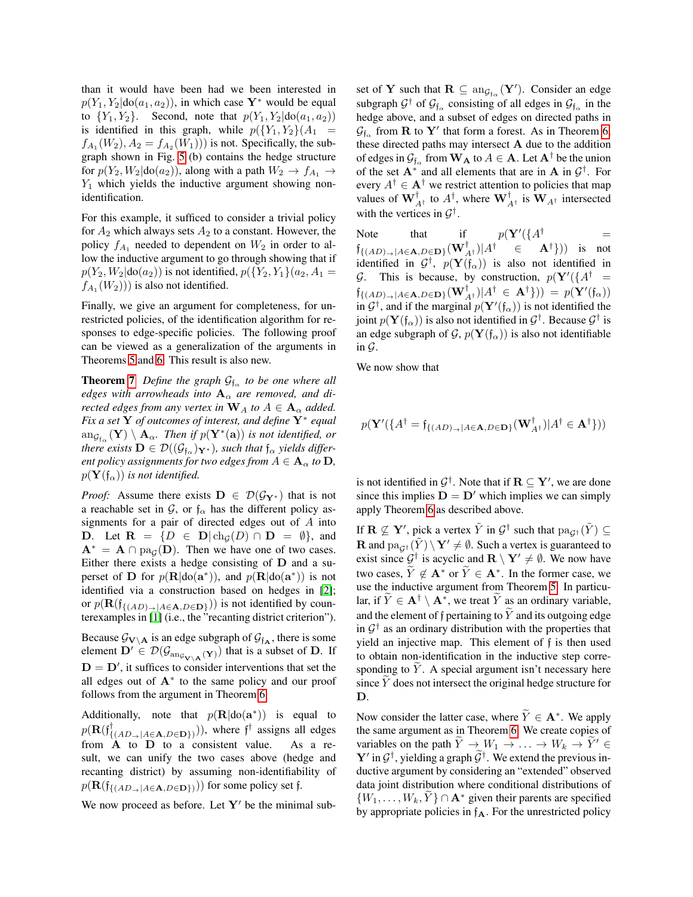than it would have been had we been interested in $p(Y_1, Y_2|\text{do}(a_1, a_2))$, in which case $\mathbf{Y}^*$ would be equal to $\{Y_1, Y_2\}$. Second, note that $p(Y_1, Y_2|\text{do}(a_1, a_2))$ is identified in this graph, while $p(\{Y_1, Y_2\}(A_1 = f_{A_1}(W_2), A_2 = f_{A_2}(W_1)))$ is not. Specifically, the subgraph shown in Fig. 5 (b) contains the hedge structure for $p(Y_2, W_2|\text{do}(a_2))$, along with a path $W_2 \to f_{A_1} \to Y_1$ which yields the inductive argument showing non-identification.

For this example, it sufficed to consider a trivial policy for $A_2$ which always sets $A_2$ to a constant. However, the policy $f_{A_1}$ needed to dependent on $W_2$ in order to allow the inductive argument to go through showing that if $p(Y_2, W_2|\text{do}(a_2))$ is not identified, $p(\{Y_2, Y_1\}(a_2, A_1 = f_{A_1}(W_2)))$ is also not identified.

Finally, we give an argument for completeness, for unrestricted policies, of the identification algorithm for responses to edge-specific policies. The following proof can be viewed as a generalization of the arguments in Theorems 5 and 6. This result is also new.

**Theorem 7** *Define the graph $\mathcal{G}_{\mathfrak{f}_\alpha}$ to be one where all edges with arrowheads into $\mathbf{A}_\alpha$ are removed, and directed edges from any vertex in $\mathbf{W}_A$ to $A \in \mathbf{A}_\alpha$ added. Fix a set $\mathbf{Y}$ of outcomes of interest, and define $\mathbf{Y}^*$ equal $\text{an}_{\mathcal{G}_{\mathfrak{f}_\alpha}}(\mathbf{Y}) \setminus \mathbf{A}_\alpha$. Then if $p(\mathbf{Y}^*(\mathbf{a}))$ is not identified, or there exists $\mathbf{D} \in \mathcal{D}((\mathcal{G}_{\mathfrak{f}_\alpha})_{\mathbf{Y}^*})$, such that $\mathfrak{f}_\alpha$ yields different policy assignments for two edges from $A \in \mathbf{A}_\alpha$ to $\mathbf{D}$, $p(\mathbf{Y}(\mathfrak{f}_\alpha))$ is not identified.*

*Proof:* Assume there exists $\mathbf{D} \in \mathcal{D}(\mathcal{G}_{\mathbf{Y}^*})$ that is not a reachable set in $\mathcal{G}$, or $\mathfrak{f}_\alpha$ has the different policy assignments for a pair of directed edges out of $A$ into $\mathbf{D}$. Let $\mathbf{R} = \{D \in \mathbf{D} | \text{ch}_{\mathcal{G}}(D) \cap \mathbf{D} = \emptyset\}$, and $\mathbf{A}^* = \mathbf{A} \cap \text{pa}_{\mathcal{G}}(\mathbf{D})$. Then we have one of two cases. Either there exists a hedge consisting of $\mathbf{D}$ and a superset of $\mathbf{D}$ for $p(\mathbf{R}|\text{do}(\mathbf{a}^*))$, and $p(\mathbf{R}|\text{do}(\mathbf{a}^*))$ is not identified via a construction based on hedges in [2]; or $p(\mathbf{R}(\mathfrak{f}_{\{(AD)_\to | A \in \mathbf{A}, D \in \mathbf{D}\}}))$ is not identified by counterexamples in [1] (i.e., the "recanting district criterion").

Because $\mathcal{G}_{\mathbf{V} \setminus \mathbf{A}}$ is an edge subgraph of $\mathcal{G}_{\mathfrak{f}_\mathbf{A}}$, there is some element $\mathbf{D}' \in \mathcal{D}(\mathcal{G}_{\text{an}_{\mathcal{G}_{\mathbf{V}\setminus\mathbf{A}}}(\mathbf{Y})})$ that is a subset of $\mathbf{D}$. If $\mathbf{D} = \mathbf{D}'$, it suffices to consider interventions that set the all edges out of $\mathbf{A}^*$ to the same policy and our proof follows from the argument in Theorem 6.

Additionally, note that $p(\mathbf{R}|\text{do}(\mathbf{a}^*))$ is equal to $p(\mathbf{R}(\mathfrak{f}^\dagger_{\{(AD)_\to | A \in \mathbf{A}, D \in \mathbf{D}\}}))$, where $\mathfrak{f}^\dagger$ assigns all edges from $\mathbf{A}$ to $\mathbf{D}$ to a consistent value. As a result, we can unify the two cases above (hedge and recanting district) by assuming non-identifiability of $p(\mathbf{R}(\mathfrak{f}_{\{(AD)_\to | A \in \mathbf{A}, D \in \mathbf{D}\}}))$ for some policy set $\mathfrak{f}$.

We now proceed as before. Let $\mathbf{Y}'$ be the minimal subset of $\mathbf{Y}$ such that $\mathbf{R} \subseteq \text{an}_{\mathcal{G}_{\mathfrak{f}_\alpha}}(\mathbf{Y}')$. Consider an edge subgraph $\mathcal{G}^\dagger$ of $\mathcal{G}_{\mathfrak{f}_\alpha}$ consisting of all edges in $\mathcal{G}_{\mathfrak{f}_\alpha}$ in the hedge above, and a subset of edges on directed paths in $\mathcal{G}_{\mathfrak{f}_\alpha}$ from $\mathbf{R}$ to $\mathbf{Y}'$ that form a forest. As in Theorem 6, these directed paths may intersect $\mathbf{A}$ due to the addition of edges in $\mathcal{G}_{\mathfrak{f}_\alpha}$ from $\mathbf{W}_\mathbf{A}$ to $A \in \mathbf{A}$. Let $\mathbf{A}^\dagger$ be the union of the set $\mathbf{A}^*$ and all elements that are in $\mathbf{A}$ in $\mathcal{G}^\dagger$. For every $A^\dagger \in \mathbf{A}^\dagger$ we restrict attention to policies that map values of $\mathbf{W}^\dagger_{A^\dagger}$ to $A^\dagger$, where $\mathbf{W}^\dagger_{A^\dagger}$ is $\mathbf{W}_{A^\dagger}$ intersected with the vertices in $\mathcal{G}^\dagger$.

Note that if $p(\mathbf{Y}'(\{A^\dagger = \mathfrak{f}_{\{(AD)_\to | A \in \mathbf{A}, D \in \mathbf{D}\}}(\mathbf{W}^\dagger_{A^\dagger}) | A^\dagger \in \mathbf{A}^\dagger\}))$ is not identified in $\mathcal{G}^\dagger$, $p(\mathbf{Y}(\mathfrak{f}_\alpha))$ is also not identified in $\mathcal{G}$. This is because, by construction, $p(\mathbf{Y}'(\{A^\dagger = \mathfrak{f}_{\{(AD)_\to | A \in \mathbf{A}, D \in \mathbf{D}\}}(\mathbf{W}^\dagger_{A^\dagger}) | A^\dagger \in \mathbf{A}^\dagger\})) = p(\mathbf{Y}'(\mathfrak{f}_\alpha))$ in $\mathcal{G}^\dagger$, and if the marginal $p(\mathbf{Y}'(\mathfrak{f}_\alpha))$ is not identified the joint $p(\mathbf{Y}(\mathfrak{f}_\alpha))$ is also not identified in $\mathcal{G}^\dagger$. Because $\mathcal{G}^\dagger$ is an edge subgraph of $\mathcal{G}$, $p(\mathbf{Y}(\mathfrak{f}_\alpha))$ is also not identifiable in $\mathcal{G}$.

We now show that

$$p(\mathbf{Y}'(\{A^\dagger = \mathfrak{f}_{\{(AD)_\to | A \in \mathbf{A}, D \in \mathbf{D}\}}(\mathbf{W}^\dagger_{A^\dagger}) | A^\dagger \in \mathbf{A}^\dagger\}))$$

is not identified in $\mathcal{G}^\dagger$. Note that if $\mathbf{R} \subseteq \mathbf{Y}'$, we are done since this implies $\mathbf{D} = \mathbf{D}'$ which implies we can simply apply Theorem 6 as described above.

If $\mathbf{R} \not\subseteq \mathbf{Y}'$, pick a vertex $\widetilde{Y}$ in $\mathcal{G}^\dagger$ such that $\text{pa}_{\mathcal{G}^\dagger}(\widetilde{Y}) \subseteq \mathbf{R}$ and $\text{pa}_{\mathcal{G}^\dagger}(\widetilde{Y}) \setminus \mathbf{Y}' \neq \emptyset$. Such a vertex is guaranteed to exist since $\mathcal{G}^\dagger$ is acyclic and $\mathbf{R} \setminus \mathbf{Y}' \neq \emptyset$. We now have two cases, $\widetilde{Y} \notin \mathbf{A}^*$ or $\widetilde{Y} \in \mathbf{A}^*$. In the former case, we use the inductive argument from Theorem 5. In particular, if $\widetilde{Y} \in \mathbf{A}^\dagger \setminus \mathbf{A}^*$, we treat $\widetilde{Y}$ as an ordinary variable, and the element of $\mathfrak{f}$ pertaining to $\widetilde{Y}$ and its outgoing edge in $\mathcal{G}^\dagger$ as an ordinary distribution with the properties that yield an injective map. This element of $\mathfrak{f}$ is then used to obtain non-identification in the inductive step corresponding to $\widetilde{Y}$. A special argument isn't necessary here since $\widetilde{Y}$ does not intersect the original hedge structure for $\mathbf{D}$.

Now consider the latter case, where $\widetilde{Y} \in \mathbf{A}^*$. We apply the same argument as in Theorem 6. We create copies of variables on the path $\widetilde{Y} \to W_1 \to \ldots \to W_k \to \widetilde{Y}' \in \mathbf{Y}'$ in $\mathcal{G}^\dagger$, yielding a graph $\widetilde{\mathcal{G}}^\dagger$. We extend the previous inductive argument by considering an "extended" observed data joint distribution where conditional distributions of $\{W_1, \ldots, W_k, \widetilde{Y}\} \cap \mathbf{A}^*$ given their parents are specified by appropriate policies in $\mathfrak{f}_\mathbf{A}$. For the unrestricted policy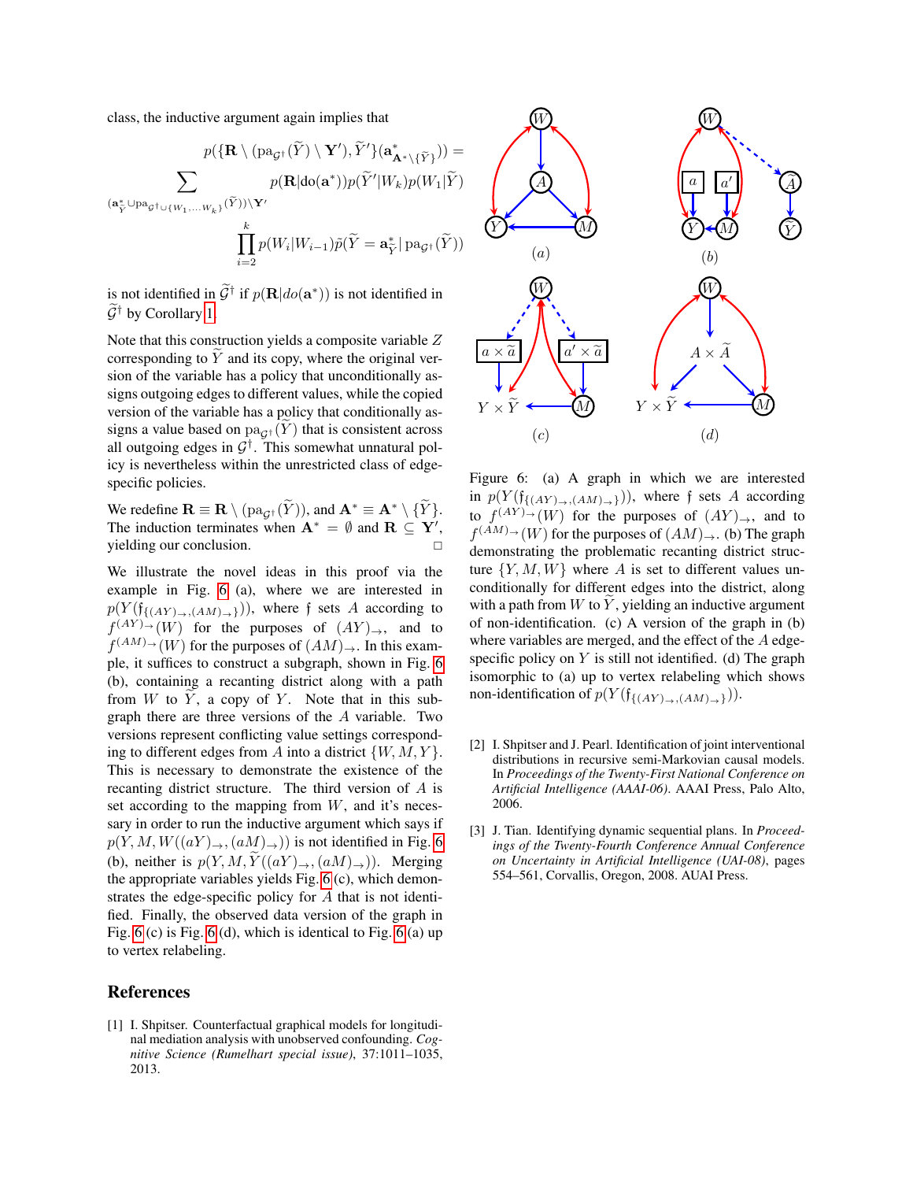class, the inductive argument again implies that

$$p(\{\mathbf{R} \setminus (\mathrm{pa}_{\mathcal{G}^\dagger}(\widetilde{Y}) \setminus \mathbf{Y}'), \widetilde{Y}'\}(\mathbf{a}^*_{\mathbf{A}^* \setminus \{\widetilde{Y}\}})) = \sum_{(\mathbf{a}^*_{\widetilde{Y}} \cup \mathrm{pa}_{\mathcal{G}^\dagger \cup \{W_1,\ldots W_k\}}(\widetilde{Y})) \setminus \mathbf{Y}'} p(\mathbf{R}|\mathrm{do}(\mathbf{a}^*)) p(\widetilde{Y}'|W_k) p(W_1|\widetilde{Y}) \prod_{i=2}^{k} p(W_i|W_{i-1}) \tilde{p}(\widetilde{Y} = \mathbf{a}^*_{\widetilde{Y}} | \mathrm{pa}_{\mathcal{G}^\dagger}(\widetilde{Y}))$$

is not identified in $\widetilde{\mathcal{G}}^\dagger$ if $p(\mathbf{R}|do(\mathbf{a}^*))$ is not identified in $\widetilde{\mathcal{G}}^\dagger$ by Corollary 1.

Note that this construction yields a composite variable $Z$ corresponding to $\widetilde{Y}$ and its copy, where the original version of the variable has a policy that unconditionally assigns outgoing edges to different values, while the copied version of the variable has a policy that conditionally assigns a value based on $\mathrm{pa}_{\mathcal{G}^\dagger}(\widetilde{Y})$ that is consistent across all outgoing edges in $\mathcal{G}^\dagger$. This somewhat unnatural policy is nevertheless within the unrestricted class of edge-specific policies.

We redefine $\mathbf{R} \equiv \mathbf{R} \setminus (\mathrm{pa}_{\mathcal{G}^\dagger}(\widetilde{Y}))$, and $\mathbf{A}^* \equiv \mathbf{A}^* \setminus \{\widetilde{Y}\}$. The induction terminates when $\mathbf{A}^* = \emptyset$ and $\mathbf{R} \subseteq \mathbf{Y}'$, yielding our conclusion. □

We illustrate the novel ideas in this proof via the example in Fig. 6 (a), where we are interested in $p(Y(\mathfrak{f}_{\{(AY)_\rightarrow,(AM)_\rightarrow\}}))$, where $\mathfrak{f}$ sets $A$ according to $f^{(AY)_\rightarrow}(W)$ for the purposes of $(AY)_\rightarrow$, and to $f^{(AM)_\rightarrow}(W)$ for the purposes of $(AM)_\rightarrow$. In this example, it suffices to construct a subgraph, shown in Fig. 6 (b), containing a recanting district along with a path from $W$ to $\widetilde{Y}$, a copy of $Y$. Note that in this subgraph there are three versions of the $A$ variable. Two versions represent conflicting value settings corresponding to different edges from $A$ into a district $\{W, M, Y\}$. This is necessary to demonstrate the existence of the recanting district structure. The third version of $A$ is set according to the mapping from $W$, and it's necessary in order to run the inductive argument which says if $p(Y, M, W((aY)_\rightarrow, (aM)_\rightarrow))$ is not identified in Fig. 6 (b), neither is $p(Y, M, \widetilde{Y}((aY)_\rightarrow, (aM)_\rightarrow))$. Merging the appropriate variables yields Fig. 6 (c), which demonstrates the edge-specific policy for $A$ that is not identified. Finally, the observed data version of the graph in Fig. 6 (c) is Fig. 6 (d), which is identical to Fig. 6 (a) up to vertex relabeling.

Figure 6: (a) A graph in which we are interested in $p(Y(\mathfrak{f}_{\{(AY)_\rightarrow,(AM)_\rightarrow\}}))$, where $\mathfrak{f}$ sets $A$ according to $f^{(AY)_\rightarrow}(W)$ for the purposes of $(AY)_\rightarrow$, and to $f^{(AM)_\rightarrow}(W)$ for the purposes of $(AM)_\rightarrow$. (b) The graph demonstrating the problematic recanting district structure $\{Y, M, W\}$ where $A$ is set to different values unconditionally for different edges into the district, along with a path from $W$ to $\widetilde{Y}$, yielding an inductive argument of non-identification. (c) A version of the graph in (b) where variables are merged, and the effect of the $A$ edge-specific policy on $Y$ is still not identified. (d) The graph isomorphic to (a) up to vertex relabeling which shows non-identification of $p(Y(\mathfrak{f}_{\{(AY)_\rightarrow,(AM)_\rightarrow\}}))$.

## References

[1] I. Shpitser. Counterfactual graphical models for longitudinal mediation analysis with unobserved confounding. *Cognitive Science (Rumelhart special issue)*, 37:1011–1035, 2013.

[2] I. Shpitser and J. Pearl. Identification of joint interventional distributions in recursive semi-Markovian causal models. In *Proceedings of the Twenty-First National Conference on Artificial Intelligence (AAAI-06)*. AAAI Press, Palo Alto, 2006.

[3] J. Tian. Identifying dynamic sequential plans. In *Proceedings of the Twenty-Fourth Conference Annual Conference on Uncertainty in Artificial Intelligence (UAI-08)*, pages 554–561, Corvallis, Oregon, 2008. AUAI Press.